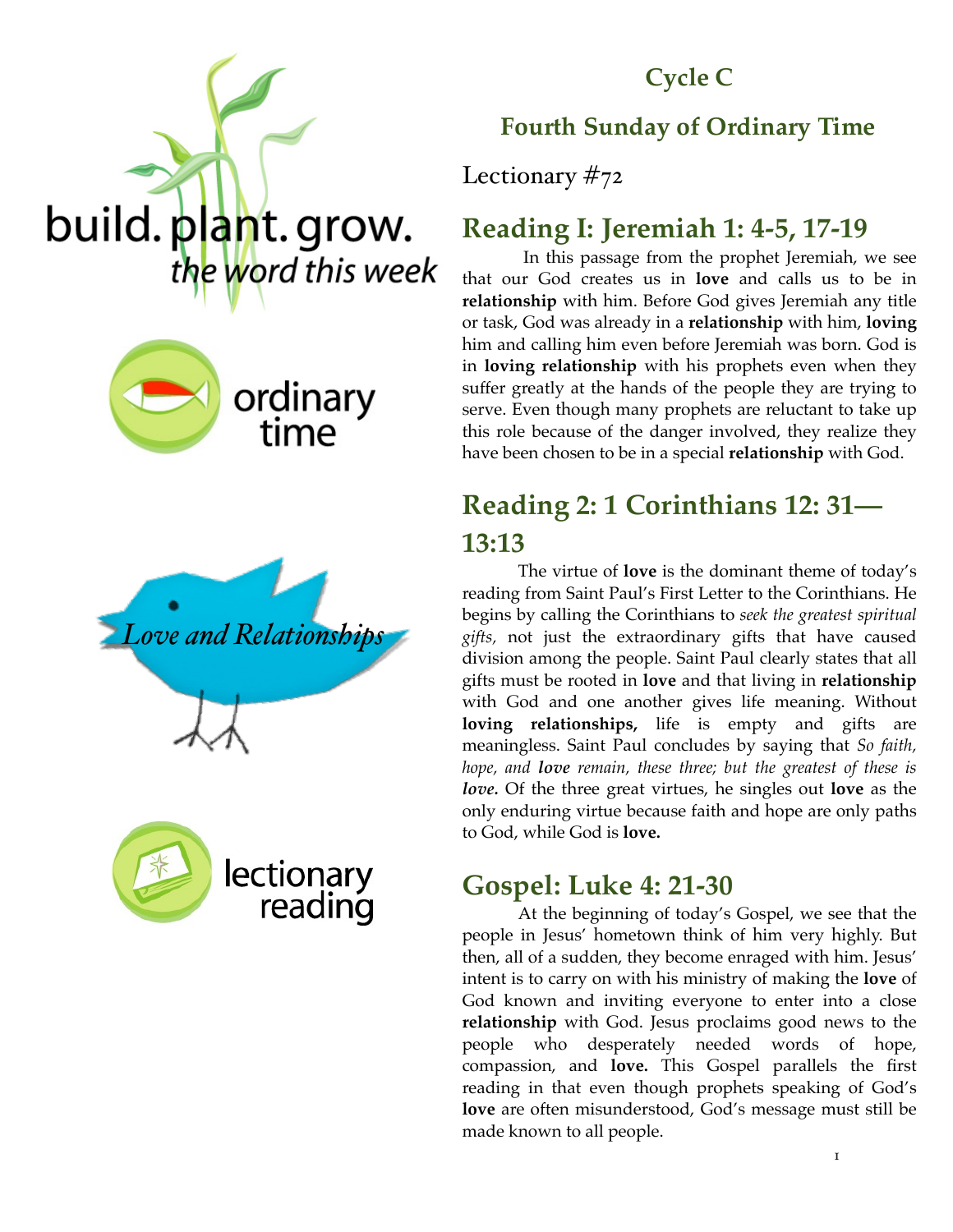build. plant. grow.
*the word this week*

ordinary time

*Love and Relationships*

lectionary reading

## Cycle C

## Fourth Sunday of Ordinary Time

Lectionary #72

## Reading I: Jeremiah 1: 4-5, 17-19

In this passage from the prophet Jeremiah, we see that our God creates us in **love** and calls us to be in **relationship** with him. Before God gives Jeremiah any title or task, God was already in a **relationship** with him, **loving** him and calling him even before Jeremiah was born. God is in **loving relationship** with his prophets even when they suffer greatly at the hands of the people they are trying to serve. Even though many prophets are reluctant to take up this role because of the danger involved, they realize they have been chosen to be in a special **relationship** with God.

## Reading 2: 1 Corinthians 12: 31—13:13

The virtue of **love** is the dominant theme of today's reading from Saint Paul's First Letter to the Corinthians. He begins by calling the Corinthians to *seek the greatest spiritual gifts,* not just the extraordinary gifts that have caused division among the people. Saint Paul clearly states that all gifts must be rooted in **love** and that living in **relationship** with God and one another gives life meaning. Without **loving relationships,** life is empty and gifts are meaningless. Saint Paul concludes by saying that *So faith, hope, and **love** remain, these three; but the greatest of these is **love.*** Of the three great virtues, he singles out **love** as the only enduring virtue because faith and hope are only paths to God, while God is **love.**

## Gospel: Luke 4: 21-30

At the beginning of today's Gospel, we see that the people in Jesus' hometown think of him very highly. But then, all of a sudden, they become enraged with him. Jesus' intent is to carry on with his ministry of making the **love** of God known and inviting everyone to enter into a close **relationship** with God. Jesus proclaims good news to the people who desperately needed words of hope, compassion, and **love.** This Gospel parallels the first reading in that even though prophets speaking of God's **love** are often misunderstood, God's message must still be made known to all people.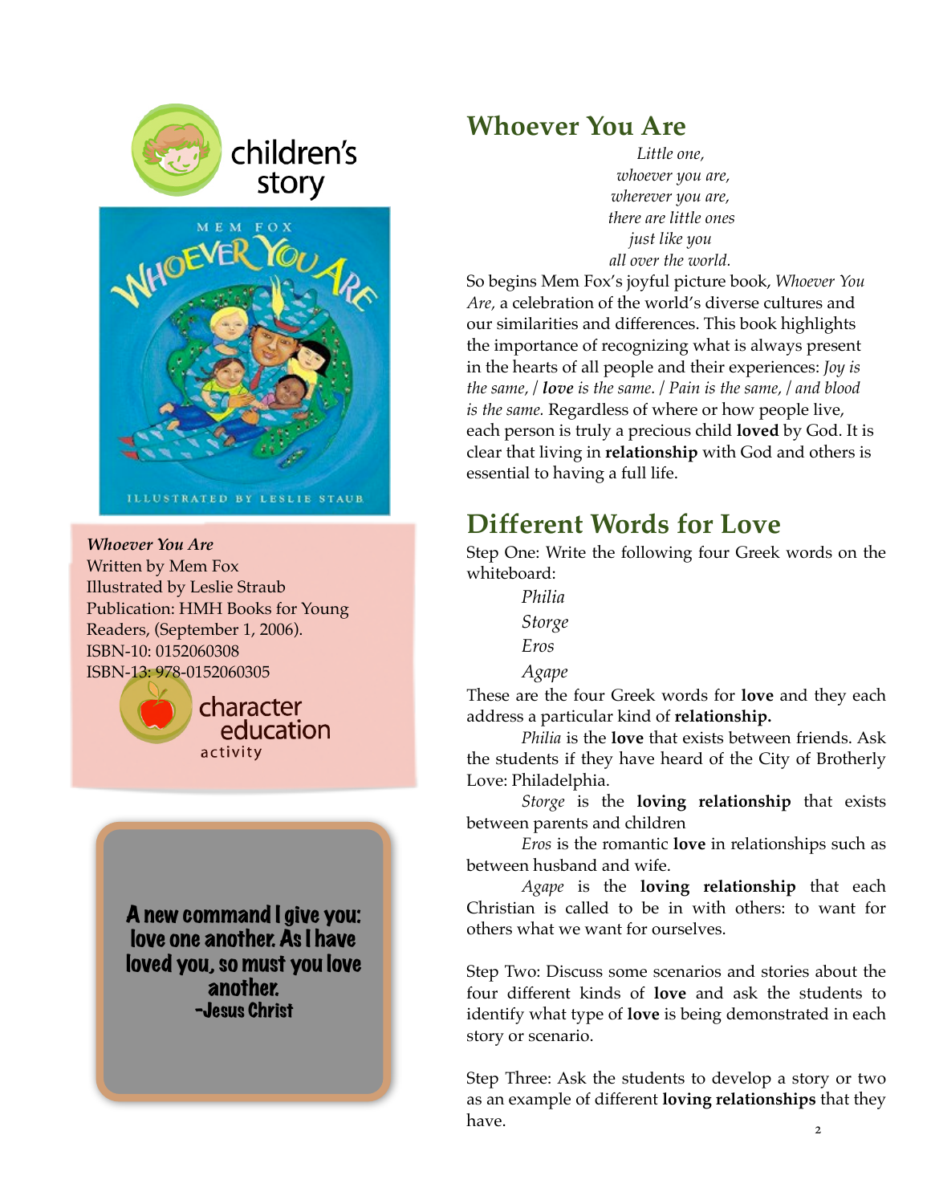children's story

*Whoever You Are*
Written by Mem Fox
Illustrated by Leslie Straub
Publication: HMH Books for Young Readers, (September 1, 2006).
ISBN-10: 0152060308
ISBN-13: 978-0152060305

character education activity

**A new command I give you: love one another. As I have loved you, so must you love another.**
**-Jesus Christ**

## Whoever You Are

*Little one,*
*whoever you are,*
*wherever you are,*
*there are little ones*
*just like you*
*all over the world.*

So begins Mem Fox's joyful picture book, *Whoever You Are,* a celebration of the world's diverse cultures and our similarities and differences. This book highlights the importance of recognizing what is always present in the hearts of all people and their experiences: *Joy is the same, / **love** is the same. / Pain is the same, / and blood is the same.* Regardless of where or how people live, each person is truly a precious child **loved** by God. It is clear that living in **relationship** with God and others is essential to having a full life.

## Different Words for Love

Step One: Write the following four Greek words on the whiteboard:

*Philia*
*Storge*
*Eros*
*Agape*

These are the four Greek words for **love** and they each address a particular kind of **relationship.**

*Philia* is the **love** that exists between friends. Ask the students if they have heard of the City of Brotherly Love: Philadelphia.

*Storge* is the **loving relationship** that exists between parents and children

*Eros* is the romantic **love** in relationships such as between husband and wife.

*Agape* is the **loving relationship** that each Christian is called to be in with others: to want for others what we want for ourselves.

Step Two: Discuss some scenarios and stories about the four different kinds of **love** and ask the students to identify what type of **love** is being demonstrated in each story or scenario.

Step Three: Ask the students to develop a story or two as an example of different **loving relationships** that they have.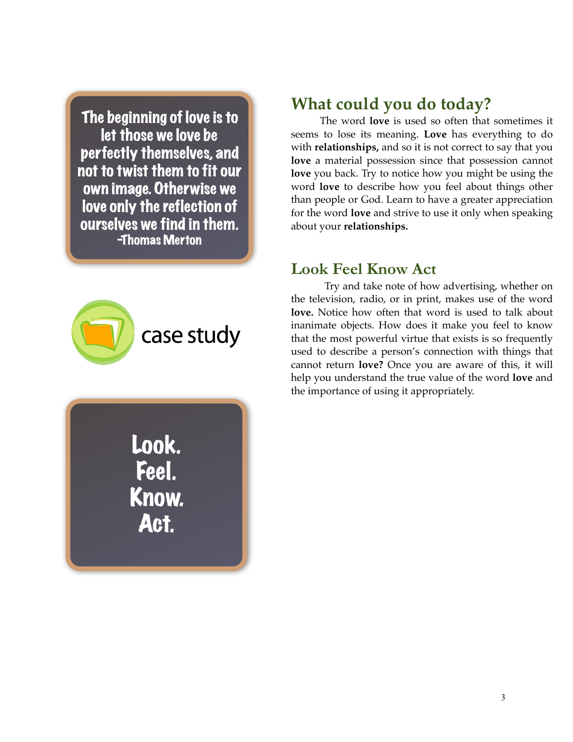The beginning of love is to let those we love be perfectly themselves, and not to twist them to fit our own image. Otherwise we love only the reflection of ourselves we find in them.
-Thomas Merton

case study

Look.
Feel.
Know.
Act.

## What could you do today?

The word **love** is used so often that sometimes it seems to lose its meaning. **Love** has everything to do with **relationships,** and so it is not correct to say that you **love** a material possession since that possession cannot **love** you back. Try to notice how you might be using the word **love** to describe how you feel about things other than people or God. Learn to have a greater appreciation for the word **love** and strive to use it only when speaking about your **relationships.**

## Look Feel Know Act

Try and take note of how advertising, whether on the television, radio, or in print, makes use of the word **love.** Notice how often that word is used to talk about inanimate objects. How does it make you feel to know that the most powerful virtue that exists is so frequently used to describe a person's connection with things that cannot return **love?** Once you are aware of this, it will help you understand the true value of the word **love** and the importance of using it appropriately.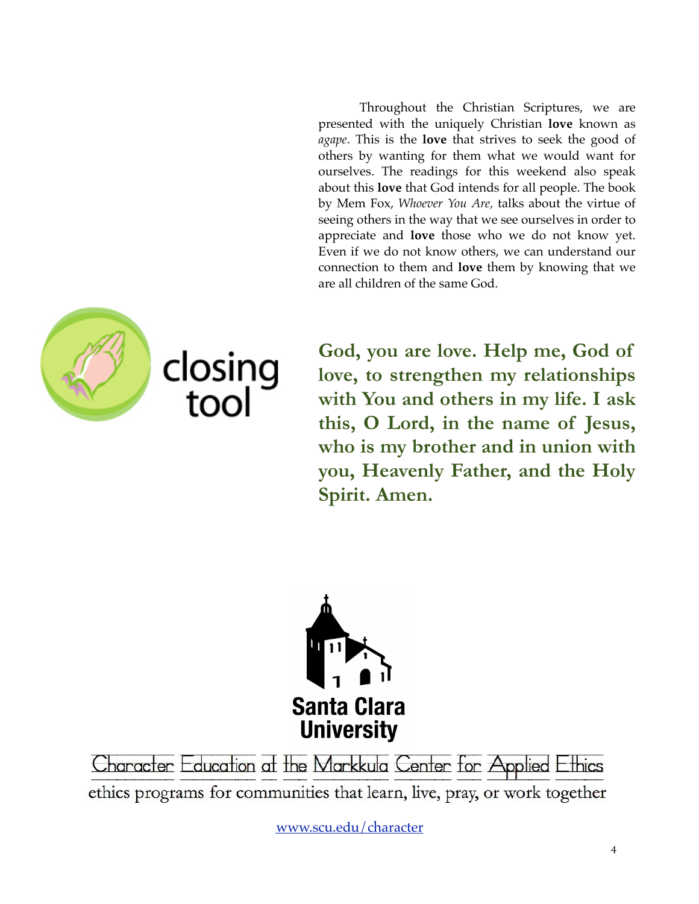Throughout the Christian Scriptures, we are presented with the uniquely Christian **love** known as *agape*. This is the **love** that strives to seek the good of others by wanting for them what we would want for ourselves. The readings for this weekend also speak about this **love** that God intends for all people. The book by Mem Fox, *Whoever You Are,* talks about the virtue of seeing others in the way that we see ourselves in order to appreciate and **love** those who we do not know yet. Even if we do not know others, we can understand our connection to them and **love** them by knowing that we are all children of the same God.

## closing tool

**God, you are love. Help me, God of love, to strengthen my relationships with You and others in my life. I ask this, O Lord, in the name of Jesus, who is my brother and in union with you, Heavenly Father, and the Holy Spirit. Amen.**

Santa Clara University

Character Education at the Markkula Center for Applied Ethics

ethics programs for communities that learn, live, pray, or work together

www.scu.edu/character